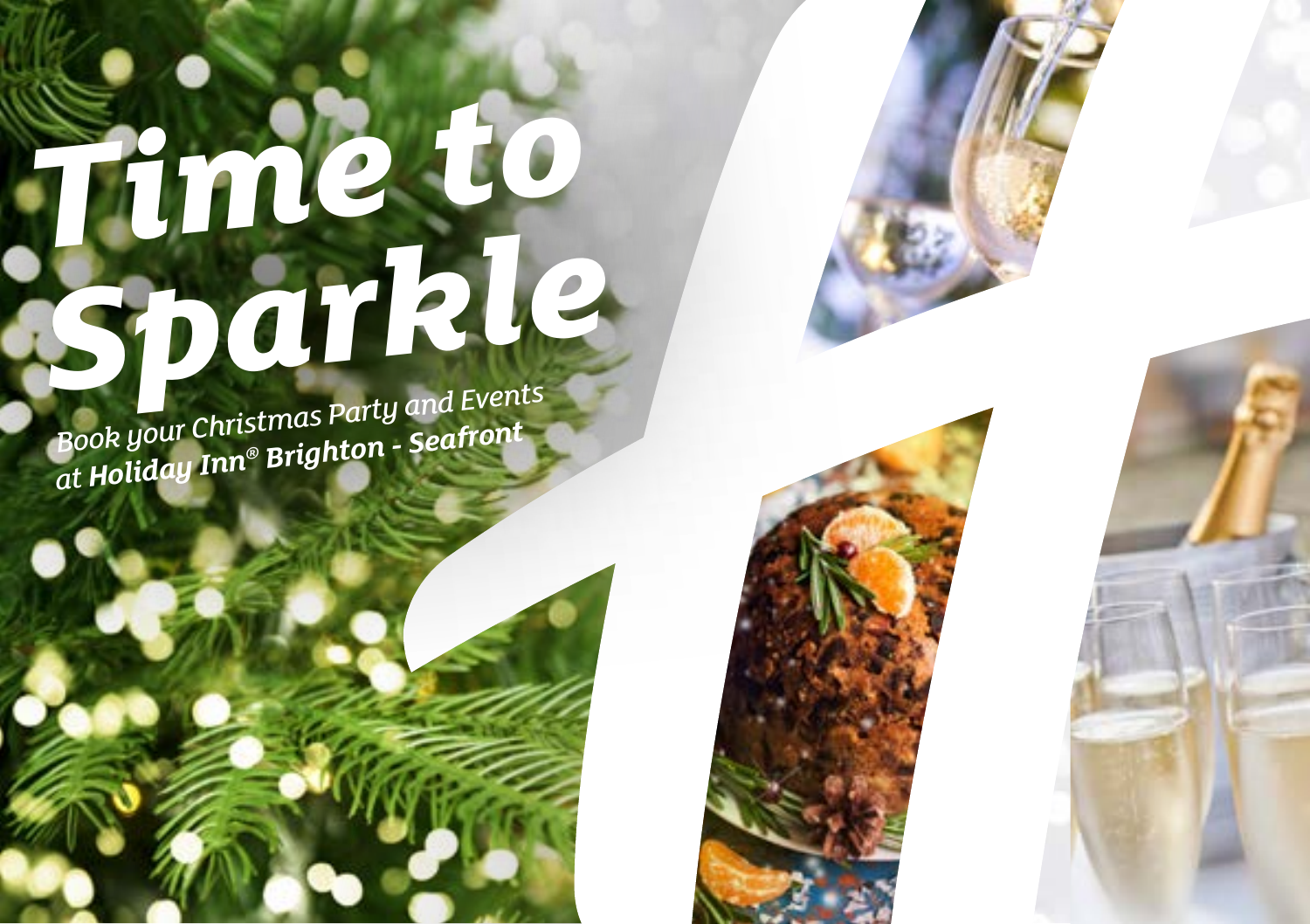# Time to Sparkle

*Book your Christmas Party and Events at **Holiday Inn® Brighton - Seafront***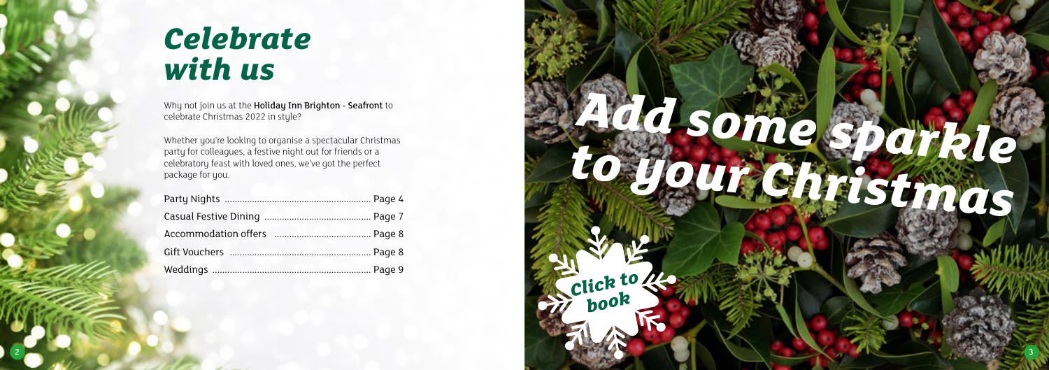# Celebrate with us

Why not join us at the **Holiday Inn Brighton - Seafront** to celebrate Christmas 2022 in style?

Whether you're looking to organise a spectacular Christmas party for colleagues, a festive night out for friends or a celebratory feast with loved ones, we've got the perfect package for you.

| | |
|---|---|
| Party Nights | Page 4 |
| Casual Festive Dining | Page 7 |
| Accommodation offers | Page 8 |
| Gift Vouchers | Page 8 |
| Weddings | Page 9 |

# Add some sparkle to your Christmas

Click to book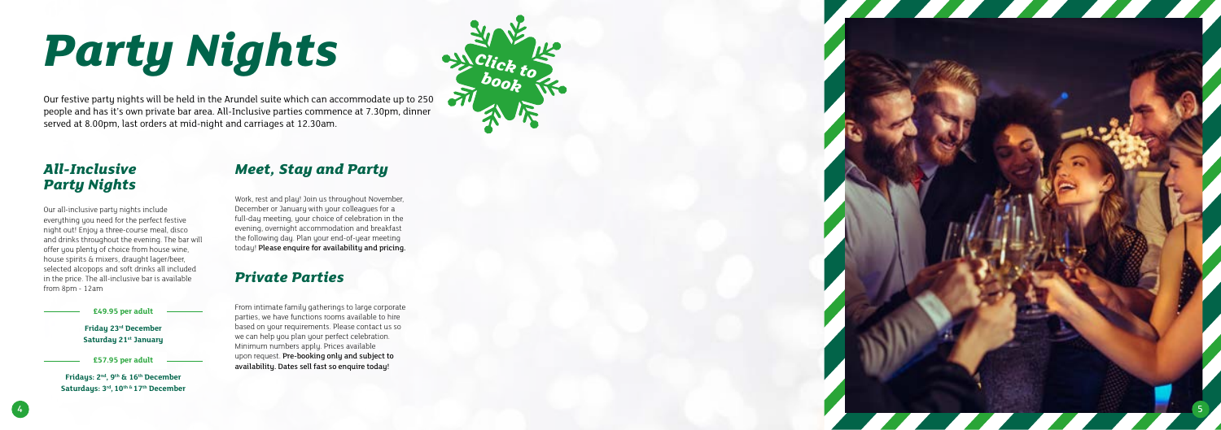# Party Nights

Our festive party nights will be held in the Arundel suite which can accommodate up to 250 people and has it's own private bar area. All-Inclusive parties commence at 7.30pm, dinner served at 8.00pm, last orders at mid-night and carriages at 12.30am.

Click to book

## All-Inclusive Party Nights

Our all-inclusive party nights include everything you need for the perfect festive night out! Enjoy a three-course meal, disco and drinks throughout the evening. The bar will offer you plenty of choice from house wine, house spirits & mixers, draught lager/beer, selected alcopops and soft drinks all included in the price. The all-inclusive bar is available from 8pm - 12am

**£49.95 per adult**

**Friday 23rd December**
**Saturday 21st January**

**£57.95 per adult**

**Fridays: 2nd, 9th & 16th December**
**Saturdays: 3rd, 10th & 17th December**

## Meet, Stay and Party

Work, rest and play! Join us throughout November, December or January with your colleagues for a full-day meeting, your choice of celebration in the evening, overnight accommodation and breakfast the following day. Plan your end-of-year meeting today! Please enquire for availability and pricing.

## Private Parties

From intimate family gatherings to large corporate parties, we have functions rooms available to hire based on your requirements. Please contact us so we can help you plan your perfect celebration. Minimum numbers apply. Prices available upon request. Pre-booking only and subject to availability. Dates sell fast so enquire today!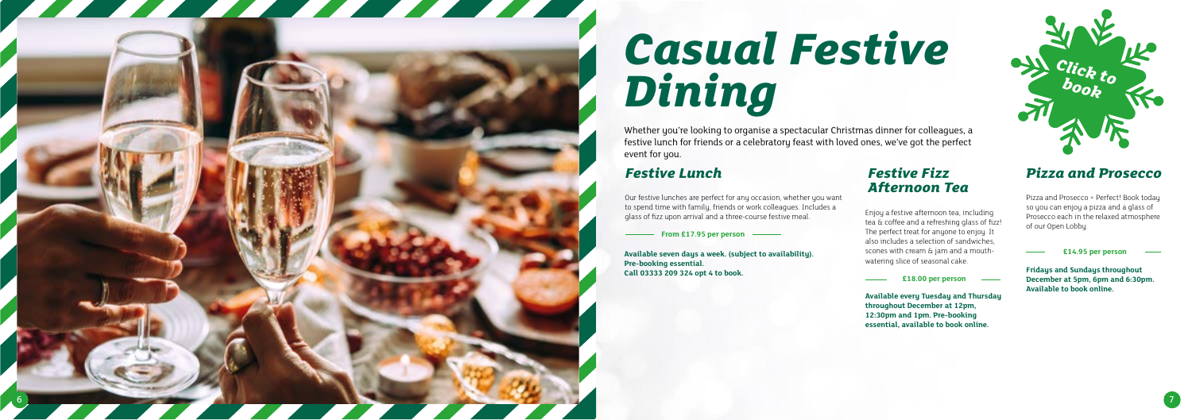# Casual Festive Dining

Click to book

Whether you're looking to organise a spectacular Christmas dinner for colleagues, a festive lunch for friends or a celebratory feast with loved ones, we've got the perfect event for you.

## Festive Lunch

Our festive lunches are perfect for any occasion, whether you want to spend time with family, friends or work colleagues. Includes a glass of fizz upon arrival and a three-course festive meal.

**From £17.95 per person**

**Available seven days a week. (subject to availability). Pre-booking essential. Call 03333 209 324 opt 4 to book.**

## Festive Fizz Afternoon Tea

Enjoy a festive afternoon tea, including tea & coffee and a refreshing glass of fizz! The perfect treat for anyone to enjoy. It also includes a selection of sandwiches, scones with cream & jam and a mouth-watering slice of seasonal cake.

**£18.00 per person**

**Available every Tuesday and Thursday throughout December at 12pm, 12:30pm and 1pm. Pre-booking essential, available to book online.**

## Pizza and Prosecco

Pizza and Prosecco = Perfect! Book today so you can enjoy a pizza and a glass of Prosecco each in the relaxed atmosphere of our Open Lobby.

**£14.95 per person**

**Fridays and Sundays throughout December at 5pm, 6pm and 6:30pm. Available to book online.**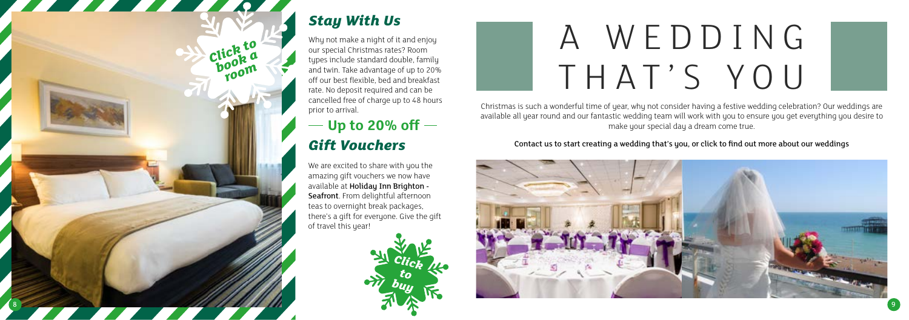## Stay With Us

Why not make a night of it and enjoy our special Christmas rates? Room types include standard double, family and twin. Take advantage of up to 20% off our best flexible, bed and breakfast rate. No deposit required and can be cancelled free of charge up to 48 hours prior to arrival.

**— Up to 20% off —**

Click to book a room

## Gift Vouchers

We are excited to share with you the amazing gift vouchers we now have available at **Holiday Inn Brighton - Seafront**. From delightful afternoon teas to overnight break packages, there's a gift for everyone. Give the gift of travel this year!

Click to buy

# A WEDDING THAT'S YOU

Christmas is such a wonderful time of year, why not consider having a festive wedding celebration? Our weddings are available all year round and our fantastic wedding team will work with you to ensure you get everything you desire to make your special day a dream come true.

Contact us to start creating a wedding that's you, or click to find out more about our weddings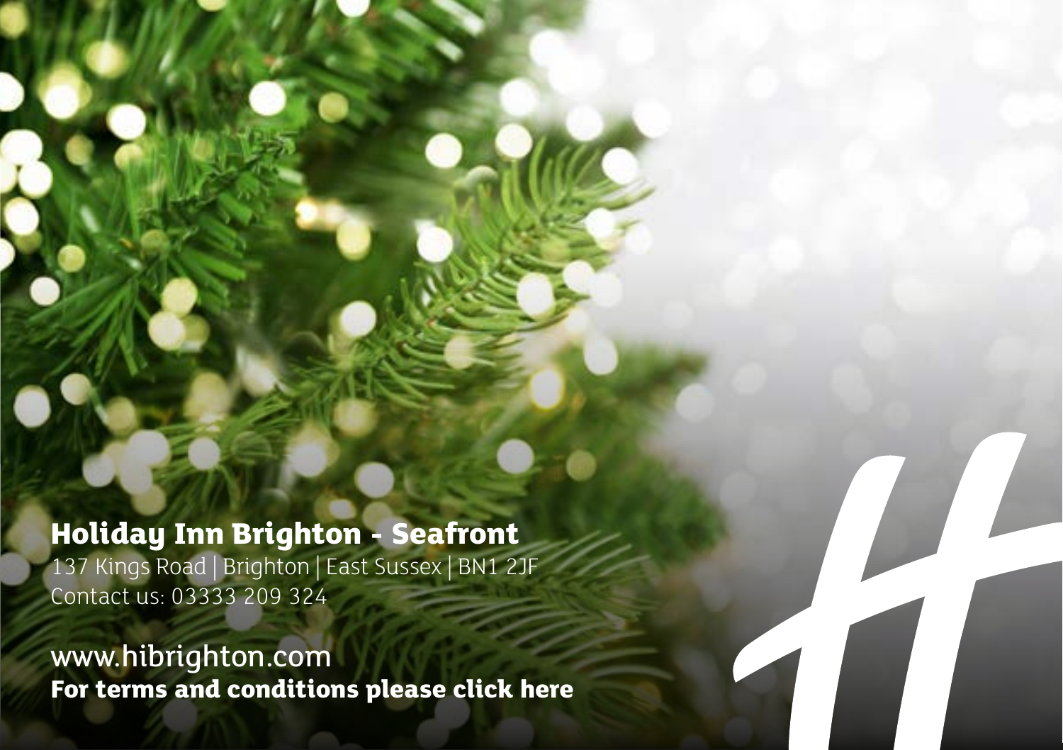**Holiday Inn Brighton - Seafront**

137 Kings Road | Brighton | East Sussex | BN1 2JF

Contact us: 03333 209 324

www.hibrighton.com

**For terms and conditions please click here**